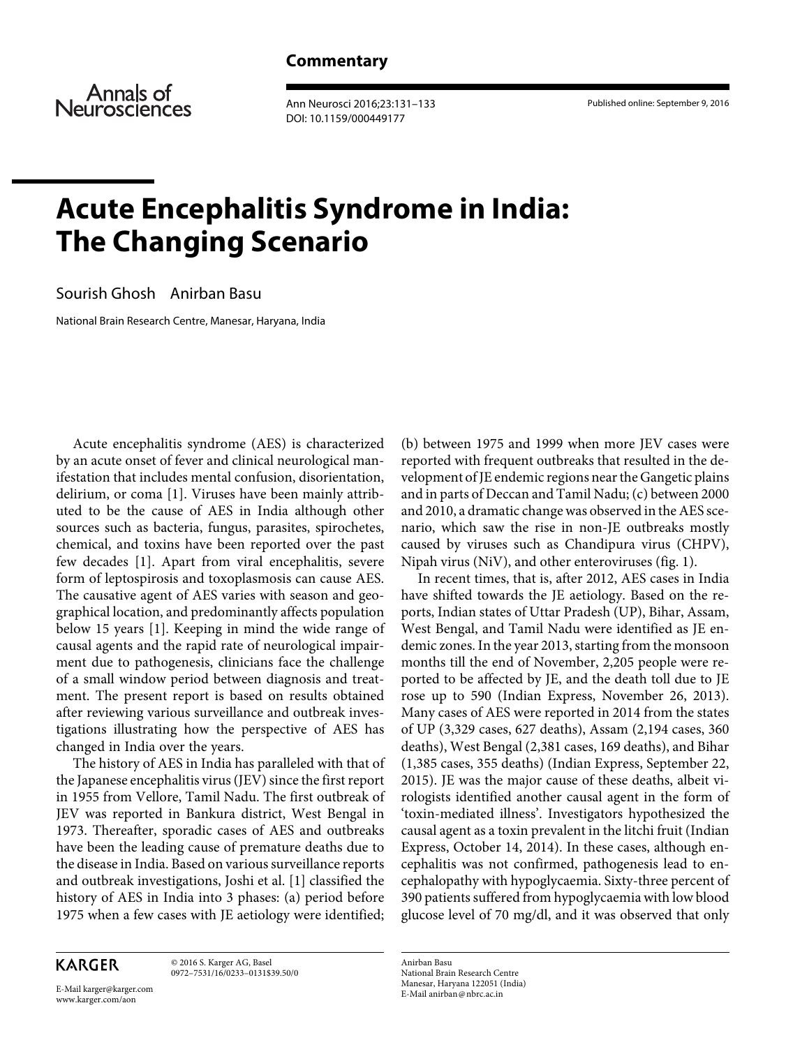**Commentary**

# Acute Encephalitis Syndrome in India: The Changing Scenario

Sourish Ghosh Anirban Basu

National Brain Research Centre, Manesar, Haryana, India

Acute encephalitis syndrome (AES) is characterized by an acute onset of fever and clinical neurological manifestation that includes mental confusion, disorientation, delirium, or coma [1]. Viruses have been mainly attributed to be the cause of AES in India although other sources such as bacteria, fungus, parasites, spirochetes, chemical, and toxins have been reported over the past few decades [1]. Apart from viral encephalitis, severe form of leptospirosis and toxoplasmosis can cause AES. The causative agent of AES varies with season and geographical location, and predominantly affects population below 15 years [1]. Keeping in mind the wide range of causal agents and the rapid rate of neurological impairment due to pathogenesis, clinicians face the challenge of a small window period between diagnosis and treatment. The present report is based on results obtained after reviewing various surveillance and outbreak investigations illustrating how the perspective of AES has changed in India over the years.

The history of AES in India has paralleled with that of the Japanese encephalitis virus (JEV) since the first report in 1955 from Vellore, Tamil Nadu. The first outbreak of JEV was reported in Bankura district, West Bengal in 1973. Thereafter, sporadic cases of AES and outbreaks have been the leading cause of premature deaths due to the disease in India. Based on various surveillance reports and outbreak investigations, Joshi et al. [1] classified the history of AES in India into 3 phases: (a) period before 1975 when a few cases with JE aetiology were identified; (b) between 1975 and 1999 when more JEV cases were reported with frequent outbreaks that resulted in the development of JE endemic regions near the Gangetic plains and in parts of Deccan and Tamil Nadu; (c) between 2000 and 2010, a dramatic change was observed in the AES scenario, which saw the rise in non-JE outbreaks mostly caused by viruses such as Chandipura virus (CHPV), Nipah virus (NiV), and other enteroviruses (fig. 1).

In recent times, that is, after 2012, AES cases in India have shifted towards the JE aetiology. Based on the reports, Indian states of Uttar Pradesh (UP), Bihar, Assam, West Bengal, and Tamil Nadu were identified as JE endemic zones. In the year 2013, starting from the monsoon months till the end of November, 2,205 people were reported to be affected by JE, and the death toll due to JE rose up to 590 (Indian Express, November 26, 2013). Many cases of AES were reported in 2014 from the states of UP (3,329 cases, 627 deaths), Assam (2,194 cases, 360 deaths), West Bengal (2,381 cases, 169 deaths), and Bihar (1,385 cases, 355 deaths) (Indian Express, September 22, 2015). JE was the major cause of these deaths, albeit virologists identified another causal agent in the form of 'toxin-mediated illness'. Investigators hypothesized the causal agent as a toxin prevalent in the litchi fruit (Indian Express, October 14, 2014). In these cases, although encephalitis was not confirmed, pathogenesis lead to encephalopathy with hypoglycaemia. Sixty-three percent of 390 patients suffered from hypoglycaemia with low blood glucose level of 70 mg/dl, and it was observed that only

Anirban Basu
National Brain Research Centre
Manesar, Haryana 122051 (India)
E-Mail anirban@nbrc.ac.in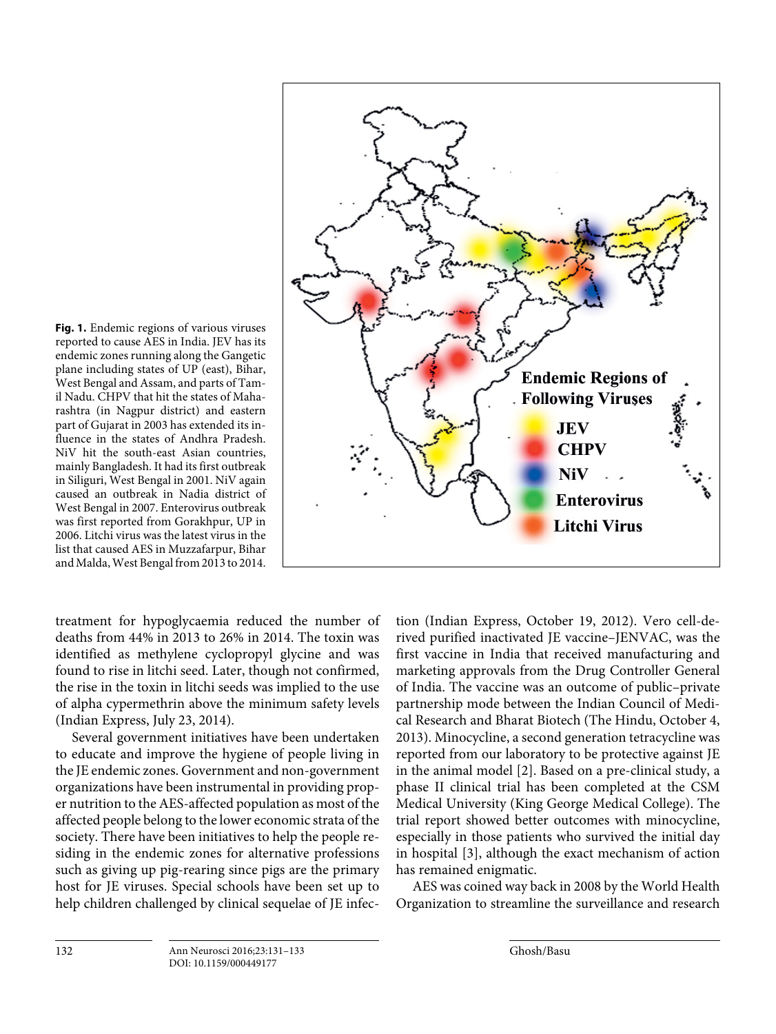**Fig. 1.** Endemic regions of various viruses reported to cause AES in India. JEV has its endemic zones running along the Gangetic plane including states of UP (east), Bihar, West Bengal and Assam, and parts of Tamil Nadu. CHPV that hit the states of Maharashtra (in Nagpur district) and eastern part of Gujarat in 2003 has extended its influence in the states of Andhra Pradesh. NiV hit the south-east Asian countries, mainly Bangladesh. It had its first outbreak in Siliguri, West Bengal in 2001. NiV again caused an outbreak in Nadia district of West Bengal in 2007. Enterovirus outbreak was first reported from Gorakhpur, UP in 2006. Litchi virus was the latest virus in the list that caused AES in Muzzafarpur, Bihar and Malda, West Bengal from 2013 to 2014.

treatment for hypoglycaemia reduced the number of deaths from 44% in 2013 to 26% in 2014. The toxin was identified as methylene cyclopropyl glycine and was found to rise in litchi seed. Later, though not confirmed, the rise in the toxin in litchi seeds was implied to the use of alpha cypermethrin above the minimum safety levels (Indian Express, July 23, 2014).

Several government initiatives have been undertaken to educate and improve the hygiene of people living in the JE endemic zones. Government and non-government organizations have been instrumental in providing proper nutrition to the AES-affected population as most of the affected people belong to the lower economic strata of the society. There have been initiatives to help the people residing in the endemic zones for alternative professions such as giving up pig-rearing since pigs are the primary host for JE viruses. Special schools have been set up to help children challenged by clinical sequelae of JE infection (Indian Express, October 19, 2012). Vero cell-derived purified inactivated JE vaccine–JENVAC, was the first vaccine in India that received manufacturing and marketing approvals from the Drug Controller General of India. The vaccine was an outcome of public–private partnership mode between the Indian Council of Medical Research and Bharat Biotech (The Hindu, October 4, 2013). Minocycline, a second generation tetracycline was reported from our laboratory to be protective against JE in the animal model [2]. Based on a pre-clinical study, a phase II clinical trial has been completed at the CSM Medical University (King George Medical College). The trial report showed better outcomes with minocycline, especially in those patients who survived the initial day in hospital [3], although the exact mechanism of action has remained enigmatic.

AES was coined way back in 2008 by the World Health Organization to streamline the surveillance and research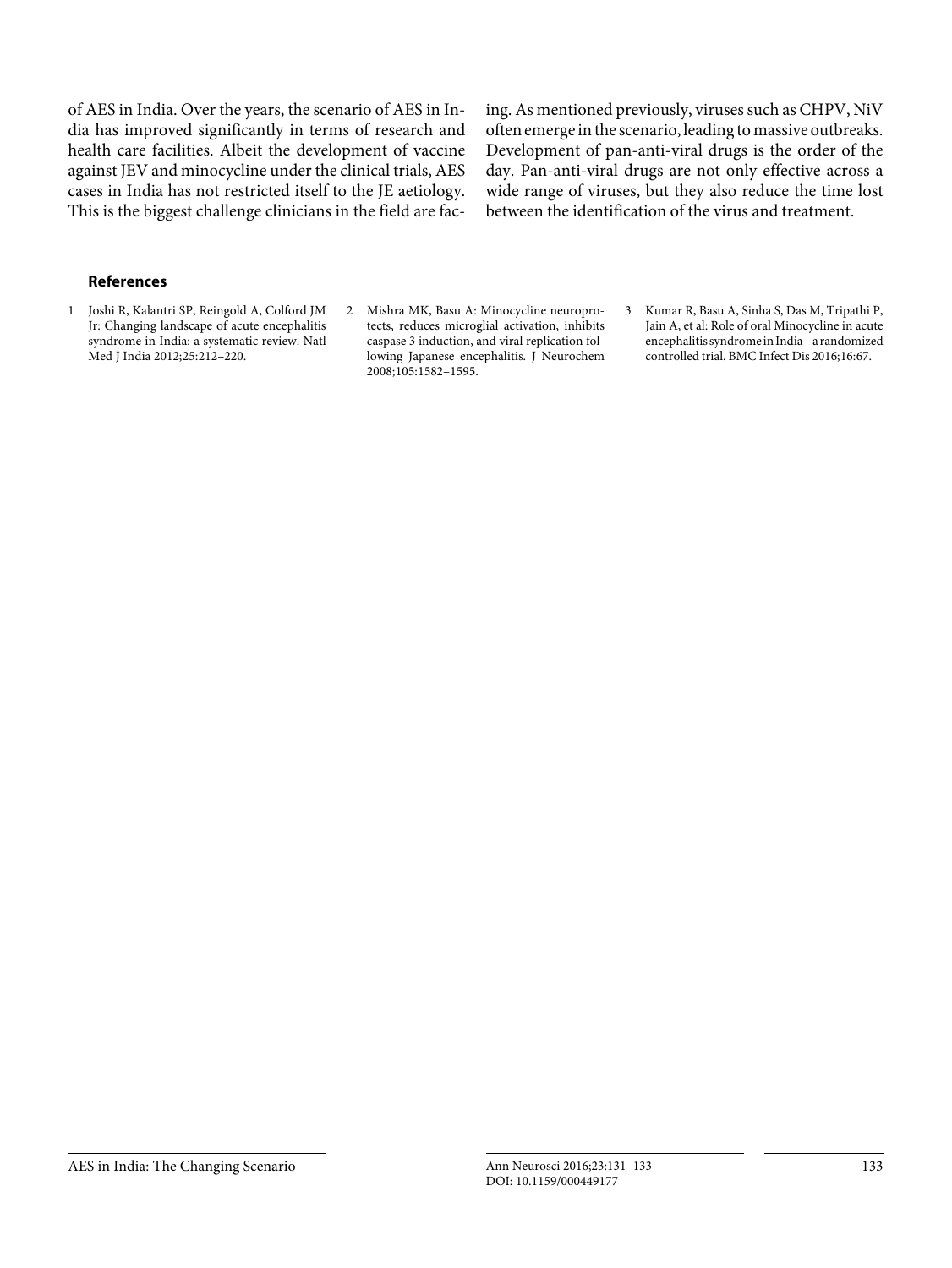of AES in India. Over the years, the scenario of AES in India has improved significantly in terms of research and health care facilities. Albeit the development of vaccine against JEV and minocycline under the clinical trials, AES cases in India has not restricted itself to the JE aetiology. This is the biggest challenge clinicians in the field are facing. As mentioned previously, viruses such as CHPV, NiV often emerge in the scenario, leading to massive outbreaks. Development of pan-anti-viral drugs is the order of the day. Pan-anti-viral drugs are not only effective across a wide range of viruses, but they also reduce the time lost between the identification of the virus and treatment.

## References

1. Joshi R, Kalantri SP, Reingold A, Colford JM Jr: Changing landscape of acute encephalitis syndrome in India: a systematic review. Natl Med J India 2012;25:212–220.
2. Mishra MK, Basu A: Minocycline neuroprotects, reduces microglial activation, inhibits caspase 3 induction, and viral replication following Japanese encephalitis. J Neurochem 2008;105:1582–1595.
3. Kumar R, Basu A, Sinha S, Das M, Tripathi P, Jain A, et al: Role of oral Minocycline in acute encephalitis syndrome in India – a randomized controlled trial. BMC Infect Dis 2016;16:67.